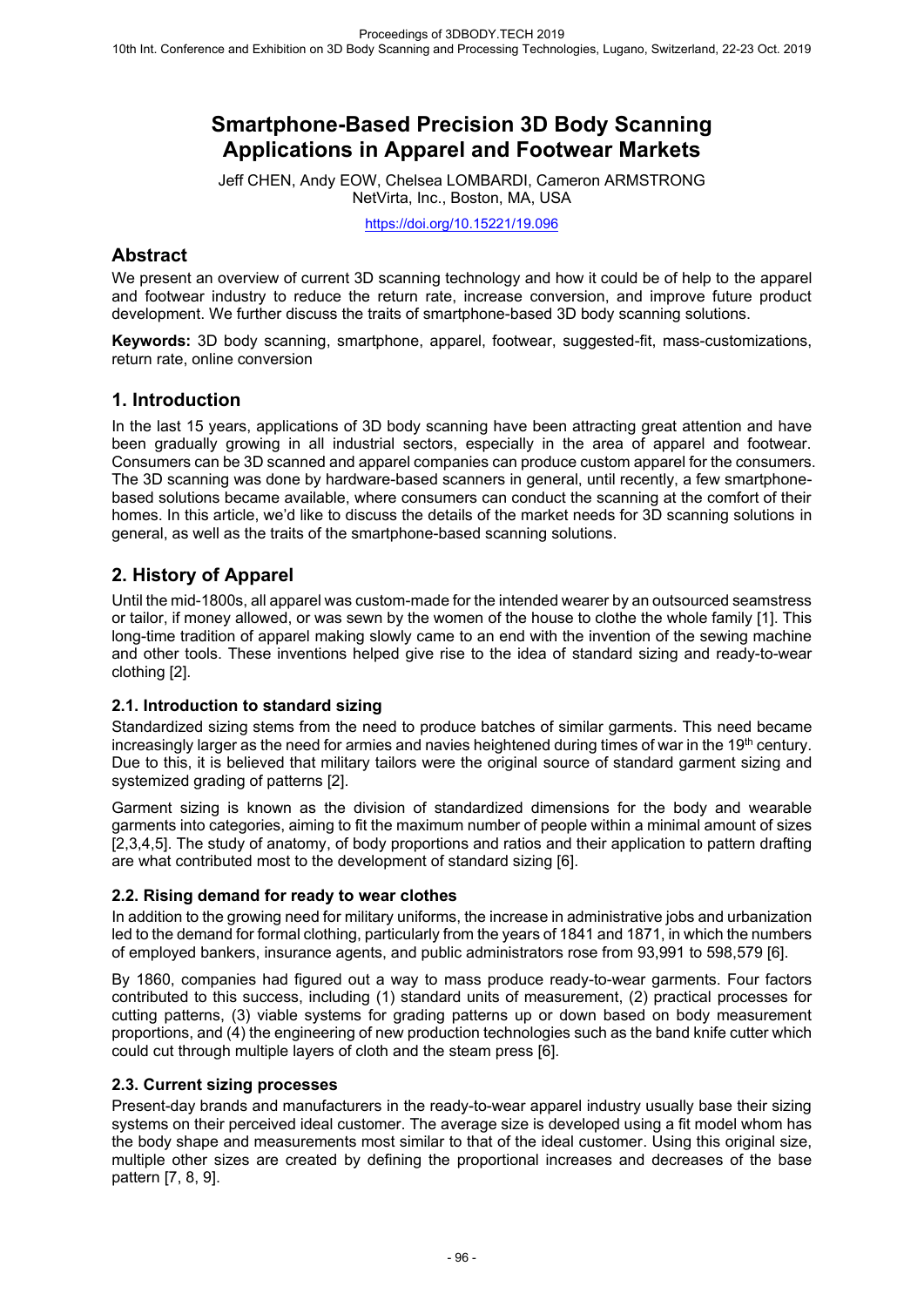# Smartphone-Based Precision 3D Body Scanning Applications in Apparel and Footwear Markets

Jeff CHEN, Andy EOW, Chelsea LOMBARDI, Cameron ARMSTRONG
NetVirta, Inc., Boston, MA, USA

https://doi.org/10.15221/19.096

## Abstract

We present an overview of current 3D scanning technology and how it could be of help to the apparel and footwear industry to reduce the return rate, increase conversion, and improve future product development. We further discuss the traits of smartphone-based 3D body scanning solutions.

**Keywords:** 3D body scanning, smartphone, apparel, footwear, suggested-fit, mass-customizations, return rate, online conversion

## 1. Introduction

In the last 15 years, applications of 3D body scanning have been attracting great attention and have been gradually growing in all industrial sectors, especially in the area of apparel and footwear. Consumers can be 3D scanned and apparel companies can produce custom apparel for the consumers. The 3D scanning was done by hardware-based scanners in general, until recently, a few smartphone-based solutions became available, where consumers can conduct the scanning at the comfort of their homes. In this article, we'd like to discuss the details of the market needs for 3D scanning solutions in general, as well as the traits of the smartphone-based scanning solutions.

## 2. History of Apparel

Until the mid-1800s, all apparel was custom-made for the intended wearer by an outsourced seamstress or tailor, if money allowed, or was sewn by the women of the house to clothe the whole family [1]. This long-time tradition of apparel making slowly came to an end with the invention of the sewing machine and other tools. These inventions helped give rise to the idea of standard sizing and ready-to-wear clothing [2].

### 2.1. Introduction to standard sizing

Standardized sizing stems from the need to produce batches of similar garments. This need became increasingly larger as the need for armies and navies heightened during times of war in the 19th century. Due to this, it is believed that military tailors were the original source of standard garment sizing and systemized grading of patterns [2].

Garment sizing is known as the division of standardized dimensions for the body and wearable garments into categories, aiming to fit the maximum number of people within a minimal amount of sizes [2,3,4,5]. The study of anatomy, of body proportions and ratios and their application to pattern drafting are what contributed most to the development of standard sizing [6].

### 2.2. Rising demand for ready to wear clothes

In addition to the growing need for military uniforms, the increase in administrative jobs and urbanization led to the demand for formal clothing, particularly from the years of 1841 and 1871, in which the numbers of employed bankers, insurance agents, and public administrators rose from 93,991 to 598,579 [6].

By 1860, companies had figured out a way to mass produce ready-to-wear garments. Four factors contributed to this success, including (1) standard units of measurement, (2) practical processes for cutting patterns, (3) viable systems for grading patterns up or down based on body measurement proportions, and (4) the engineering of new production technologies such as the band knife cutter which could cut through multiple layers of cloth and the steam press [6].

### 2.3. Current sizing processes

Present-day brands and manufacturers in the ready-to-wear apparel industry usually base their sizing systems on their perceived ideal customer. The average size is developed using a fit model whom has the body shape and measurements most similar to that of the ideal customer. Using this original size, multiple other sizes are created by defining the proportional increases and decreases of the base pattern [7, 8, 9].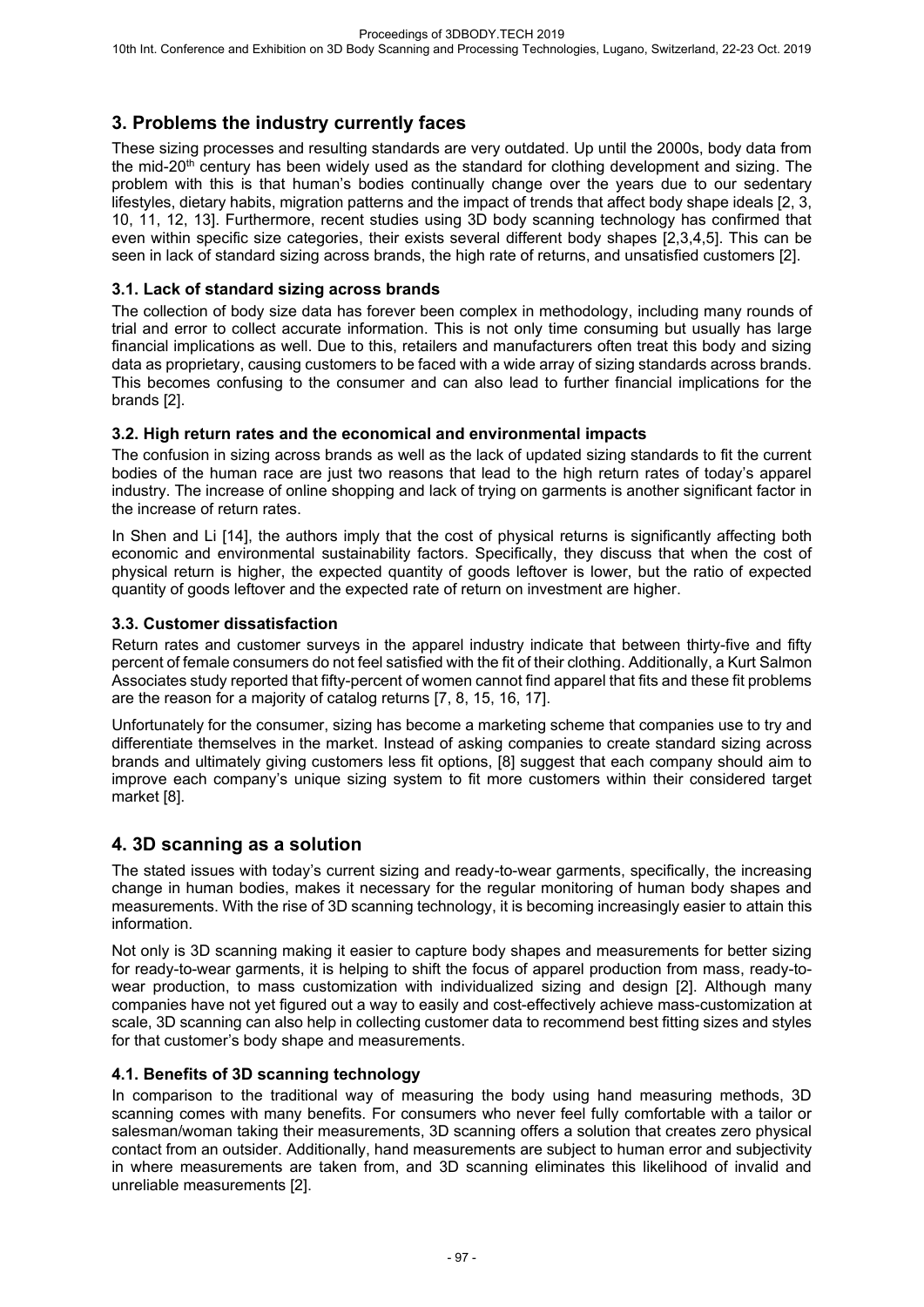## 3. Problems the industry currently faces

These sizing processes and resulting standards are very outdated. Up until the 2000s, body data from the mid-20th century has been widely used as the standard for clothing development and sizing. The problem with this is that human's bodies continually change over the years due to our sedentary lifestyles, dietary habits, migration patterns and the impact of trends that affect body shape ideals [2, 3, 10, 11, 12, 13]. Furthermore, recent studies using 3D body scanning technology has confirmed that even within specific size categories, their exists several different body shapes [2,3,4,5]. This can be seen in lack of standard sizing across brands, the high rate of returns, and unsatisfied customers [2].

### 3.1. Lack of standard sizing across brands

The collection of body size data has forever been complex in methodology, including many rounds of trial and error to collect accurate information. This is not only time consuming but usually has large financial implications as well. Due to this, retailers and manufacturers often treat this body and sizing data as proprietary, causing customers to be faced with a wide array of sizing standards across brands. This becomes confusing to the consumer and can also lead to further financial implications for the brands [2].

### 3.2. High return rates and the economical and environmental impacts

The confusion in sizing across brands as well as the lack of updated sizing standards to fit the current bodies of the human race are just two reasons that lead to the high return rates of today's apparel industry. The increase of online shopping and lack of trying on garments is another significant factor in the increase of return rates.

In Shen and Li [14], the authors imply that the cost of physical returns is significantly affecting both economic and environmental sustainability factors. Specifically, they discuss that when the cost of physical return is higher, the expected quantity of goods leftover is lower, but the ratio of expected quantity of goods leftover and the expected rate of return on investment are higher.

### 3.3. Customer dissatisfaction

Return rates and customer surveys in the apparel industry indicate that between thirty-five and fifty percent of female consumers do not feel satisfied with the fit of their clothing. Additionally, a Kurt Salmon Associates study reported that fifty-percent of women cannot find apparel that fits and these fit problems are the reason for a majority of catalog returns [7, 8, 15, 16, 17].

Unfortunately for the consumer, sizing has become a marketing scheme that companies use to try and differentiate themselves in the market. Instead of asking companies to create standard sizing across brands and ultimately giving customers less fit options, [8] suggest that each company should aim to improve each company's unique sizing system to fit more customers within their considered target market [8].

## 4. 3D scanning as a solution

The stated issues with today's current sizing and ready-to-wear garments, specifically, the increasing change in human bodies, makes it necessary for the regular monitoring of human body shapes and measurements. With the rise of 3D scanning technology, it is becoming increasingly easier to attain this information.

Not only is 3D scanning making it easier to capture body shapes and measurements for better sizing for ready-to-wear garments, it is helping to shift the focus of apparel production from mass, ready-to-wear production, to mass customization with individualized sizing and design [2]. Although many companies have not yet figured out a way to easily and cost-effectively achieve mass-customization at scale, 3D scanning can also help in collecting customer data to recommend best fitting sizes and styles for that customer's body shape and measurements.

### 4.1. Benefits of 3D scanning technology

In comparison to the traditional way of measuring the body using hand measuring methods, 3D scanning comes with many benefits. For consumers who never feel fully comfortable with a tailor or salesman/woman taking their measurements, 3D scanning offers a solution that creates zero physical contact from an outsider. Additionally, hand measurements are subject to human error and subjectivity in where measurements are taken from, and 3D scanning eliminates this likelihood of invalid and unreliable measurements [2].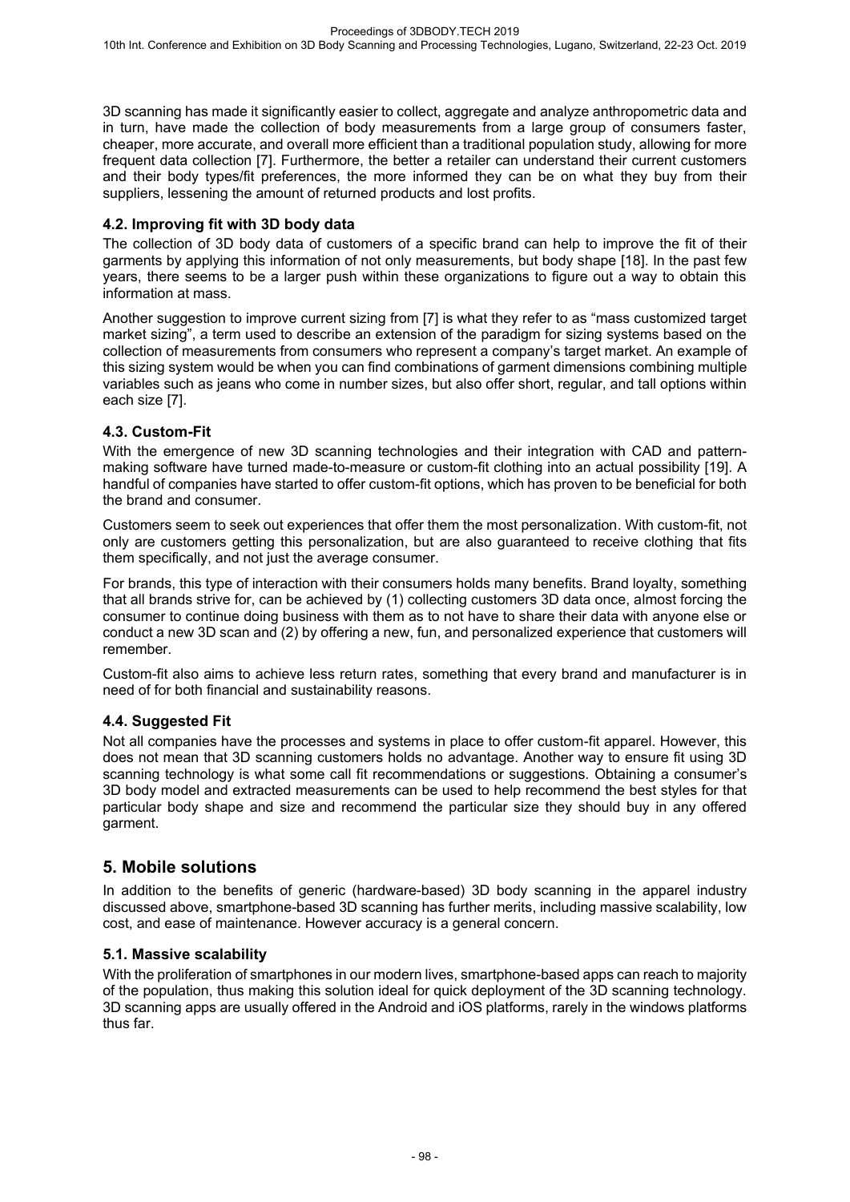3D scanning has made it significantly easier to collect, aggregate and analyze anthropometric data and in turn, have made the collection of body measurements from a large group of consumers faster, cheaper, more accurate, and overall more efficient than a traditional population study, allowing for more frequent data collection [7]. Furthermore, the better a retailer can understand their current customers and their body types/fit preferences, the more informed they can be on what they buy from their suppliers, lessening the amount of returned products and lost profits.

### 4.2. Improving fit with 3D body data

The collection of 3D body data of customers of a specific brand can help to improve the fit of their garments by applying this information of not only measurements, but body shape [18]. In the past few years, there seems to be a larger push within these organizations to figure out a way to obtain this information at mass.

Another suggestion to improve current sizing from [7] is what they refer to as "mass customized target market sizing", a term used to describe an extension of the paradigm for sizing systems based on the collection of measurements from consumers who represent a company's target market. An example of this sizing system would be when you can find combinations of garment dimensions combining multiple variables such as jeans who come in number sizes, but also offer short, regular, and tall options within each size [7].

### 4.3. Custom-Fit

With the emergence of new 3D scanning technologies and their integration with CAD and pattern-making software have turned made-to-measure or custom-fit clothing into an actual possibility [19]. A handful of companies have started to offer custom-fit options, which has proven to be beneficial for both the brand and consumer.

Customers seem to seek out experiences that offer them the most personalization. With custom-fit, not only are customers getting this personalization, but are also guaranteed to receive clothing that fits them specifically, and not just the average consumer.

For brands, this type of interaction with their consumers holds many benefits. Brand loyalty, something that all brands strive for, can be achieved by (1) collecting customers 3D data once, almost forcing the consumer to continue doing business with them as to not have to share their data with anyone else or conduct a new 3D scan and (2) by offering a new, fun, and personalized experience that customers will remember.

Custom-fit also aims to achieve less return rates, something that every brand and manufacturer is in need of for both financial and sustainability reasons.

### 4.4. Suggested Fit

Not all companies have the processes and systems in place to offer custom-fit apparel. However, this does not mean that 3D scanning customers holds no advantage. Another way to ensure fit using 3D scanning technology is what some call fit recommendations or suggestions. Obtaining a consumer's 3D body model and extracted measurements can be used to help recommend the best styles for that particular body shape and size and recommend the particular size they should buy in any offered garment.

## 5. Mobile solutions

In addition to the benefits of generic (hardware-based) 3D body scanning in the apparel industry discussed above, smartphone-based 3D scanning has further merits, including massive scalability, low cost, and ease of maintenance. However accuracy is a general concern.

### 5.1. Massive scalability

With the proliferation of smartphones in our modern lives, smartphone-based apps can reach to majority of the population, thus making this solution ideal for quick deployment of the 3D scanning technology. 3D scanning apps are usually offered in the Android and iOS platforms, rarely in the windows platforms thus far.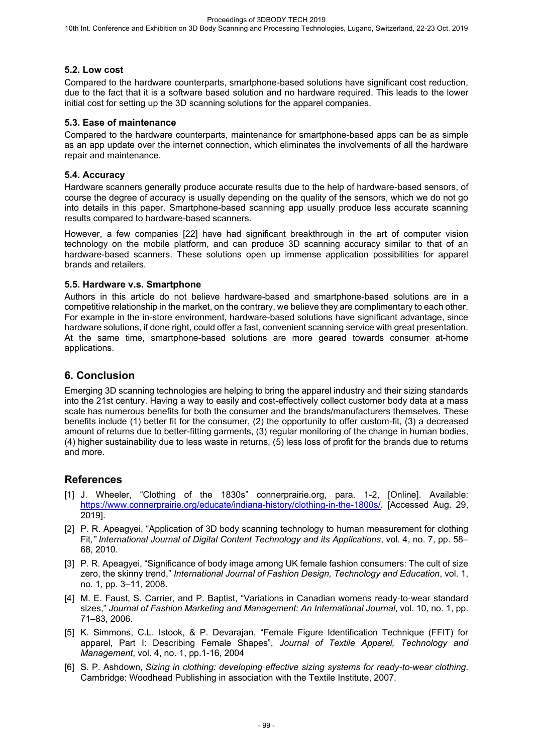### 5.2. Low cost

Compared to the hardware counterparts, smartphone-based solutions have significant cost reduction, due to the fact that it is a software based solution and no hardware required. This leads to the lower initial cost for setting up the 3D scanning solutions for the apparel companies.

### 5.3. Ease of maintenance

Compared to the hardware counterparts, maintenance for smartphone-based apps can be as simple as an app update over the internet connection, which eliminates the involvements of all the hardware repair and maintenance.

### 5.4. Accuracy

Hardware scanners generally produce accurate results due to the help of hardware-based sensors, of course the degree of accuracy is usually depending on the quality of the sensors, which we do not go into details in this paper. Smartphone-based scanning app usually produce less accurate scanning results compared to hardware-based scanners.

However, a few companies [22] have had significant breakthrough in the art of computer vision technology on the mobile platform, and can produce 3D scanning accuracy similar to that of an hardware-based scanners. These solutions open up immense application possibilities for apparel brands and retailers.

### 5.5. Hardware v.s. Smartphone

Authors in this article do not believe hardware-based and smartphone-based solutions are in a competitive relationship in the market, on the contrary, we believe they are complimentary to each other. For example in the in-store environment, hardware-based solutions have significant advantage, since hardware solutions, if done right, could offer a fast, convenient scanning service with great presentation. At the same time, smartphone-based solutions are more geared towards consumer at-home applications.

## 6. Conclusion

Emerging 3D scanning technologies are helping to bring the apparel industry and their sizing standards into the 21st century. Having a way to easily and cost-effectively collect customer body data at a mass scale has numerous benefits for both the consumer and the brands/manufacturers themselves. These benefits include (1) better fit for the consumer, (2) the opportunity to offer custom-fit, (3) a decreased amount of returns due to better-fitting garments, (3) regular monitoring of the change in human bodies, (4) higher sustainability due to less waste in returns, (5) less loss of profit for the brands due to returns and more.

## References

[1] J. Wheeler, "Clothing of the 1830s" connerprairie.org, para. 1-2, [Online]. Available: https://www.connerprairie.org/educate/indiana-history/clothing-in-the-1800s/. [Accessed Aug. 29, 2019].

[2] P. R. Apeagyei, "Application of 3D body scanning technology to human measurement for clothing Fit," *International Journal of Digital Content Technology and its Applications*, vol. 4, no. 7, pp. 58–68, 2010.

[3] P. R. Apeagyei, "Significance of body image among UK female fashion consumers: The cult of size zero, the skinny trend," *International Journal of Fashion Design, Technology and Education*, vol. 1, no. 1, pp. 3–11, 2008.

[4] M. E. Faust, S. Carrier, and P. Baptist, "Variations in Canadian womens ready-to-wear standard sizes," *Journal of Fashion Marketing and Management: An International Journal*, vol. 10, no. 1, pp. 71–83, 2006.

[5] K. Simmons, C.L. Istook, & P. Devarajan, "Female Figure Identification Technique (FFIT) for apparel, Part I: Describing Female Shapes", *Journal of Textile Apparel, Technology and Management*, vol. 4, no. 1, pp.1-16, 2004

[6] S. P. Ashdown, *Sizing in clothing: developing effective sizing systems for ready-to-wear clothing*. Cambridge: Woodhead Publishing in association with the Textile Institute, 2007.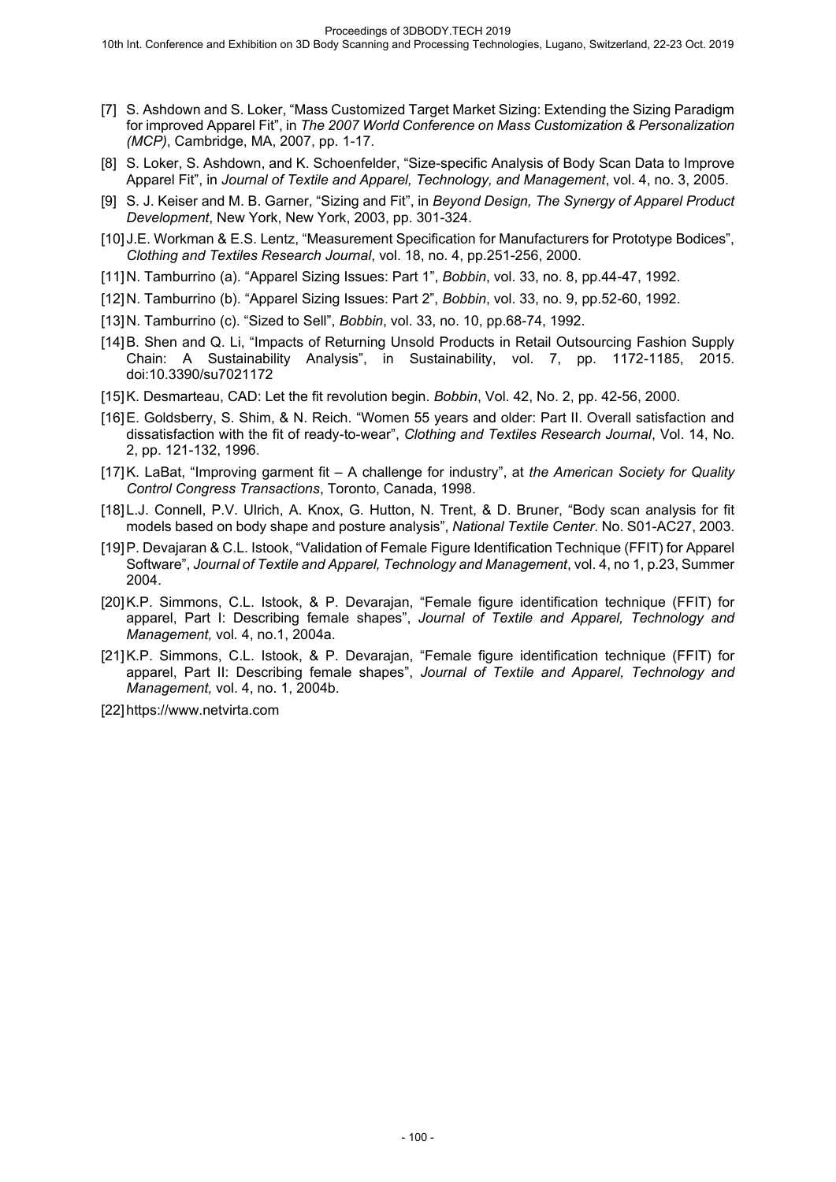[7] S. Ashdown and S. Loker, “Mass Customized Target Market Sizing: Extending the Sizing Paradigm for improved Apparel Fit”, in *The 2007 World Conference on Mass Customization & Personalization (MCP)*, Cambridge, MA, 2007, pp. 1-17.

[8] S. Loker, S. Ashdown, and K. Schoenfelder, “Size-specific Analysis of Body Scan Data to Improve Apparel Fit”, in *Journal of Textile and Apparel, Technology, and Management*, vol. 4, no. 3, 2005.

[9] S. J. Keiser and M. B. Garner, “Sizing and Fit”, in *Beyond Design, The Synergy of Apparel Product Development*, New York, New York, 2003, pp. 301-324.

[10] J.E. Workman & E.S. Lentz, “Measurement Specification for Manufacturers for Prototype Bodices”, *Clothing and Textiles Research Journal*, vol. 18, no. 4, pp.251-256, 2000.

[11] N. Tamburrino (a). “Apparel Sizing Issues: Part 1”, *Bobbin*, vol. 33, no. 8, pp.44-47, 1992.

[12] N. Tamburrino (b). “Apparel Sizing Issues: Part 2”, *Bobbin*, vol. 33, no. 9, pp.52-60, 1992.

[13] N. Tamburrino (c). “Sized to Sell”, *Bobbin*, vol. 33, no. 10, pp.68-74, 1992.

[14] B. Shen and Q. Li, “Impacts of Returning Unsold Products in Retail Outsourcing Fashion Supply Chain: A Sustainability Analysis”, in Sustainability, vol. 7, pp. 1172-1185, 2015. doi:10.3390/su7021172

[15] K. Desmarteau, CAD: Let the fit revolution begin. *Bobbin*, Vol. 42, No. 2, pp. 42-56, 2000.

[16] E. Goldsberry, S. Shim, & N. Reich. “Women 55 years and older: Part II. Overall satisfaction and dissatisfaction with the fit of ready-to-wear”, *Clothing and Textiles Research Journal*, Vol. 14, No. 2, pp. 121-132, 1996.

[17] K. LaBat, “Improving garment fit – A challenge for industry”, at *the American Society for Quality Control Congress Transactions*, Toronto, Canada, 1998.

[18] L.J. Connell, P.V. Ulrich, A. Knox, G. Hutton, N. Trent, & D. Bruner, “Body scan analysis for fit models based on body shape and posture analysis”, *National Textile Center*. No. S01-AC27, 2003.

[19] P. Devajaran & C.L. Istook, “Validation of Female Figure Identification Technique (FFIT) for Apparel Software”, *Journal of Textile and Apparel, Technology and Management*, vol. 4, no 1, p.23, Summer 2004.

[20] K.P. Simmons, C.L. Istook, & P. Devarajan, “Female figure identification technique (FFIT) for apparel, Part I: Describing female shapes”, *Journal of Textile and Apparel, Technology and Management,* vol. 4, no.1, 2004a.

[21] K.P. Simmons, C.L. Istook, & P. Devarajan, “Female figure identification technique (FFIT) for apparel, Part II: Describing female shapes”, *Journal of Textile and Apparel, Technology and Management,* vol. 4, no. 1, 2004b.

[22] https://www.netvirta.com